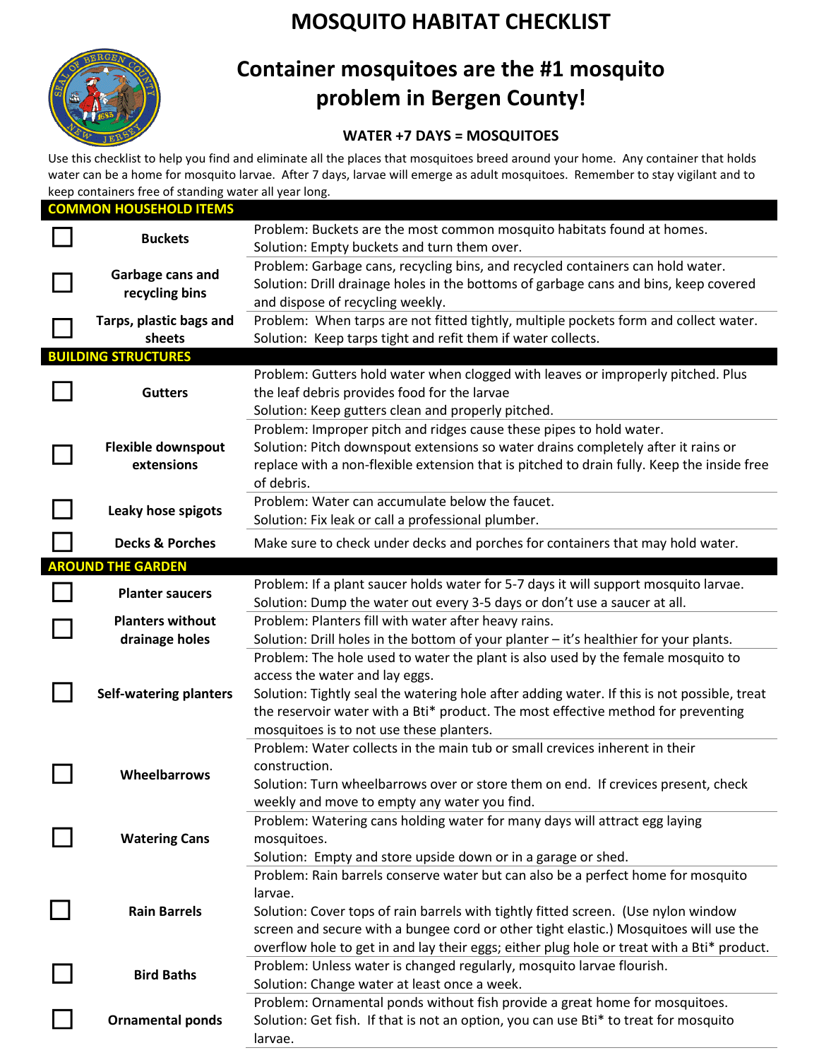# MOSQUITO HABITAT CHECKLIST

## Container mosquitoes are the #1 mosquito problem in Bergen County!

### WATER +7 DAYS = MOSQUITOES

Use this checklist to help you find and eliminate all the places that mosquitoes breed around your home. Any container that holds water can be a home for mosquito larvae. After 7 days, larvae will emerge as adult mosquitoes. Remember to stay vigilant and to keep containers free of standing water all year long.

| | | |
|---|---|---|
| **COMMON HOUSEHOLD ITEMS** | | |
| ☐ | **Buckets** | Problem: Buckets are the most common mosquito habitats found at homes.<br>Solution: Empty buckets and turn them over. |
| ☐ | **Garbage cans and recycling bins** | Problem: Garbage cans, recycling bins, and recycled containers can hold water.<br>Solution: Drill drainage holes in the bottoms of garbage cans and bins, keep covered and dispose of recycling weekly. |
| ☐ | **Tarps, plastic bags and sheets** | Problem: When tarps are not fitted tightly, multiple pockets form and collect water.<br>Solution: Keep tarps tight and refit them if water collects. |
| **BUILDING STRUCTURES** | | |
| ☐ | **Gutters** | Problem: Gutters hold water when clogged with leaves or improperly pitched. Plus the leaf debris provides food for the larvae<br>Solution: Keep gutters clean and properly pitched. |
| ☐ | **Flexible downspout extensions** | Problem: Improper pitch and ridges cause these pipes to hold water.<br>Solution: Pitch downspout extensions so water drains completely after it rains or replace with a non-flexible extension that is pitched to drain fully. Keep the inside free of debris. |
| ☐ | **Leaky hose spigots** | Problem: Water can accumulate below the faucet.<br>Solution: Fix leak or call a professional plumber. |
| ☐ | **Decks & Porches** | Make sure to check under decks and porches for containers that may hold water. |
| **AROUND THE GARDEN** | | |
| ☐ | **Planter saucers** | Problem: If a plant saucer holds water for 5-7 days it will support mosquito larvae.<br>Solution: Dump the water out every 3-5 days or don't use a saucer at all. |
| ☐ | **Planters without drainage holes** | Problem: Planters fill with water after heavy rains.<br>Solution: Drill holes in the bottom of your planter – it's healthier for your plants. |
| ☐ | **Self-watering planters** | Problem: The hole used to water the plant is also used by the female mosquito to access the water and lay eggs.<br>Solution: Tightly seal the watering hole after adding water. If this is not possible, treat the reservoir water with a Bti* product. The most effective method for preventing mosquitoes is to not use these planters. |
| ☐ | **Wheelbarrows** | Problem: Water collects in the main tub or small crevices inherent in their construction.<br>Solution: Turn wheelbarrows over or store them on end. If crevices present, check weekly and move to empty any water you find. |
| ☐ | **Watering Cans** | Problem: Watering cans holding water for many days will attract egg laying mosquitoes.<br>Solution: Empty and store upside down or in a garage or shed. |
| ☐ | **Rain Barrels** | Problem: Rain barrels conserve water but can also be a perfect home for mosquito larvae.<br>Solution: Cover tops of rain barrels with tightly fitted screen. (Use nylon window screen and secure with a bungee cord or other tight elastic.) Mosquitoes will use the overflow hole to get in and lay their eggs; either plug hole or treat with a Bti* product. |
| ☐ | **Bird Baths** | Problem: Unless water is changed regularly, mosquito larvae flourish.<br>Solution: Change water at least once a week. |
| ☐ | **Ornamental ponds** | Problem: Ornamental ponds without fish provide a great home for mosquitoes.<br>Solution: Get fish. If that is not an option, you can use Bti* to treat for mosquito larvae. |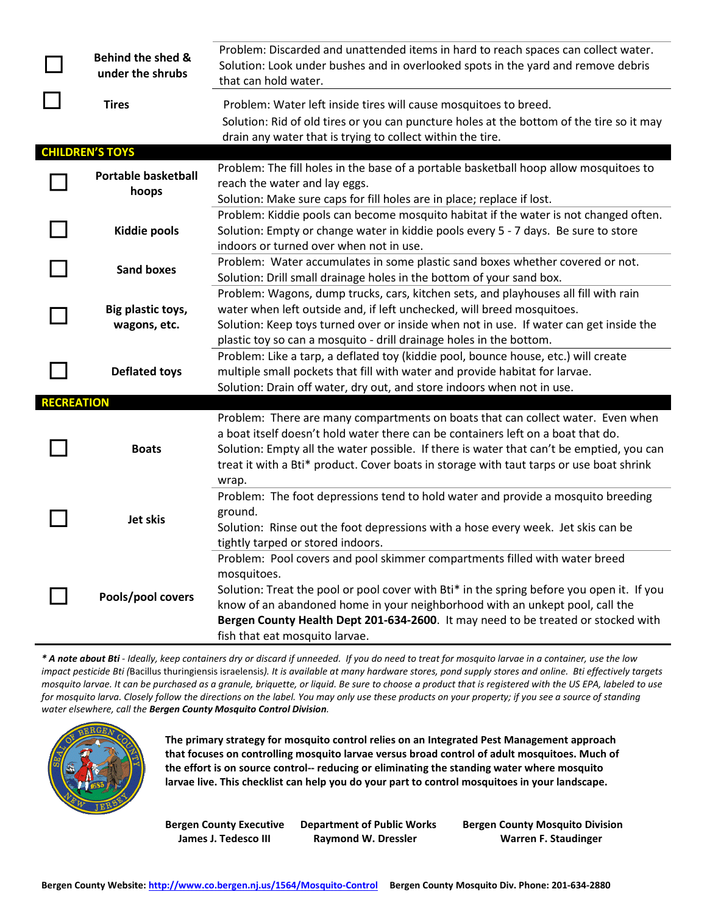| | | |
|---|---|---|
| ☐ | **Behind the shed & under the shrubs** | Problem: Discarded and unattended items in hard to reach spaces can collect water.<br>Solution: Look under bushes and in overlooked spots in the yard and remove debris that can hold water. |
| ☐ | **Tires** | Problem: Water left inside tires will cause mosquitoes to breed.<br>Solution: Rid of old tires or you can puncture holes at the bottom of the tire so it may drain any water that is trying to collect within the tire. |
| **CHILDREN'S TOYS** | | |
| ☐ | **Portable basketball hoops** | Problem: The fill holes in the base of a portable basketball hoop allow mosquitoes to reach the water and lay eggs.<br>Solution: Make sure caps for fill holes are in place; replace if lost. |
| ☐ | **Kiddie pools** | Problem: Kiddie pools can become mosquito habitat if the water is not changed often.<br>Solution: Empty or change water in kiddie pools every 5 - 7 days. Be sure to store indoors or turned over when not in use. |
| ☐ | **Sand boxes** | Problem: Water accumulates in some plastic sand boxes whether covered or not.<br>Solution: Drill small drainage holes in the bottom of your sand box. |
| ☐ | **Big plastic toys, wagons, etc.** | Problem: Wagons, dump trucks, cars, kitchen sets, and playhouses all fill with rain water when left outside and, if left unchecked, will breed mosquitoes.<br>Solution: Keep toys turned over or inside when not in use. If water can get inside the plastic toy so can a mosquito - drill drainage holes in the bottom. |
| ☐ | **Deflated toys** | Problem: Like a tarp, a deflated toy (kiddie pool, bounce house, etc.) will create multiple small pockets that fill with water and provide habitat for larvae.<br>Solution: Drain off water, dry out, and store indoors when not in use. |
| **RECREATION** | | |
| ☐ | **Boats** | Problem: There are many compartments on boats that can collect water. Even when a boat itself doesn't hold water there can be containers left on a boat that do.<br>Solution: Empty all the water possible. If there is water that can't be emptied, you can treat it with a Bti* product. Cover boats in storage with taut tarps or use boat shrink wrap. |
| ☐ | **Jet skis** | Problem: The foot depressions tend to hold water and provide a mosquito breeding ground.<br>Solution: Rinse out the foot depressions with a hose every week. Jet skis can be tightly tarped or stored indoors. |
| ☐ | **Pools/pool covers** | Problem: Pool covers and pool skimmer compartments filled with water breed mosquitoes.<br>Solution: Treat the pool or pool cover with Bti* in the spring before you open it. If you know of an abandoned home in your neighborhood with an unkept pool, call the **Bergen County Health Dept 201-634-2600**. It may need to be treated or stocked with fish that eat mosquito larvae. |

***A note about Bti** - Ideally, keep containers dry or discard if unneeded. If you do need to treat for mosquito larvae in a container, use the low impact pesticide Bti (*Bacillus thuringiensis israelensis*). It is available at many hardware stores, pond supply stores and online. Bti effectively targets mosquito larvae. It can be purchased as a granule, briquette, or liquid. Be sure to choose a product that is registered with the US EPA, labeled to use for mosquito larva. Closely follow the directions on the label. You may only use these products on your property; if you see a source of standing water elsewhere, call the **Bergen County Mosquito Control Division**.*

**The primary strategy for mosquito control relies on an Integrated Pest Management approach that focuses on controlling mosquito larvae versus broad control of adult mosquitoes. Much of the effort is on source control-- reducing or eliminating the standing water where mosquito larvae live. This checklist can help you do your part to control mosquitoes in your landscape.**

**Bergen County Executive**
**James J. Tedesco III**

**Department of Public Works**
**Raymond W. Dressler**

**Bergen County Mosquito Division**
**Warren F. Staudinger**

**Bergen County Website: http://www.co.bergen.nj.us/1564/Mosquito-Control** **Bergen County Mosquito Div. Phone: 201-634-2880**